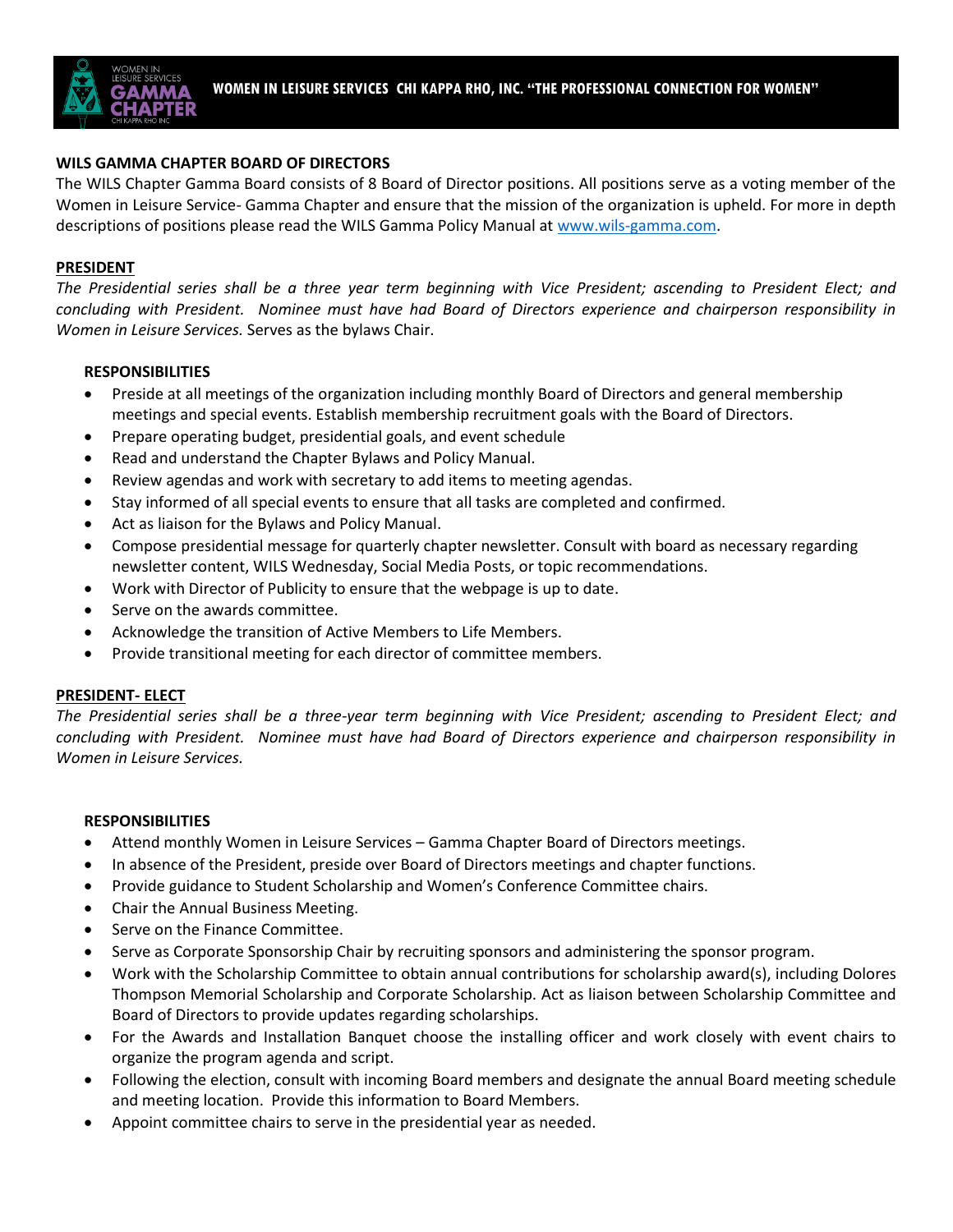**WOMEN IN LEISURE SERVICES CHI KAPPA RHO, INC. "THE PROFESSIONAL CONNECTION FOR WOMEN"**

## WILS GAMMA CHAPTER BOARD OF DIRECTORS

The WILS Chapter Gamma Board consists of 8 Board of Director positions. All positions serve as a voting member of the Women in Leisure Service- Gamma Chapter and ensure that the mission of the organization is upheld. For more in depth descriptions of positions please read the WILS Gamma Policy Manual at www.wils-gamma.com.

### PRESIDENT

*The Presidential series shall be a three year term beginning with Vice President; ascending to President Elect; and concluding with President. Nominee must have had Board of Directors experience and chairperson responsibility in Women in Leisure Services.* Serves as the bylaws Chair.

**RESPONSIBILITIES**

- Preside at all meetings of the organization including monthly Board of Directors and general membership meetings and special events. Establish membership recruitment goals with the Board of Directors.
- Prepare operating budget, presidential goals, and event schedule
- Read and understand the Chapter Bylaws and Policy Manual.
- Review agendas and work with secretary to add items to meeting agendas.
- Stay informed of all special events to ensure that all tasks are completed and confirmed.
- Act as liaison for the Bylaws and Policy Manual.
- Compose presidential message for quarterly chapter newsletter. Consult with board as necessary regarding newsletter content, WILS Wednesday, Social Media Posts, or topic recommendations.
- Work with Director of Publicity to ensure that the webpage is up to date.
- Serve on the awards committee.
- Acknowledge the transition of Active Members to Life Members.
- Provide transitional meeting for each director of committee members.

### PRESIDENT- ELECT

*The Presidential series shall be a three-year term beginning with Vice President; ascending to President Elect; and concluding with President. Nominee must have had Board of Directors experience and chairperson responsibility in Women in Leisure Services.*

**RESPONSIBILITIES**

- Attend monthly Women in Leisure Services – Gamma Chapter Board of Directors meetings.
- In absence of the President, preside over Board of Directors meetings and chapter functions.
- Provide guidance to Student Scholarship and Women's Conference Committee chairs.
- Chair the Annual Business Meeting.
- Serve on the Finance Committee.
- Serve as Corporate Sponsorship Chair by recruiting sponsors and administering the sponsor program.
- Work with the Scholarship Committee to obtain annual contributions for scholarship award(s), including Dolores Thompson Memorial Scholarship and Corporate Scholarship. Act as liaison between Scholarship Committee and Board of Directors to provide updates regarding scholarships.
- For the Awards and Installation Banquet choose the installing officer and work closely with event chairs to organize the program agenda and script.
- Following the election, consult with incoming Board members and designate the annual Board meeting schedule and meeting location. Provide this information to Board Members.
- Appoint committee chairs to serve in the presidential year as needed.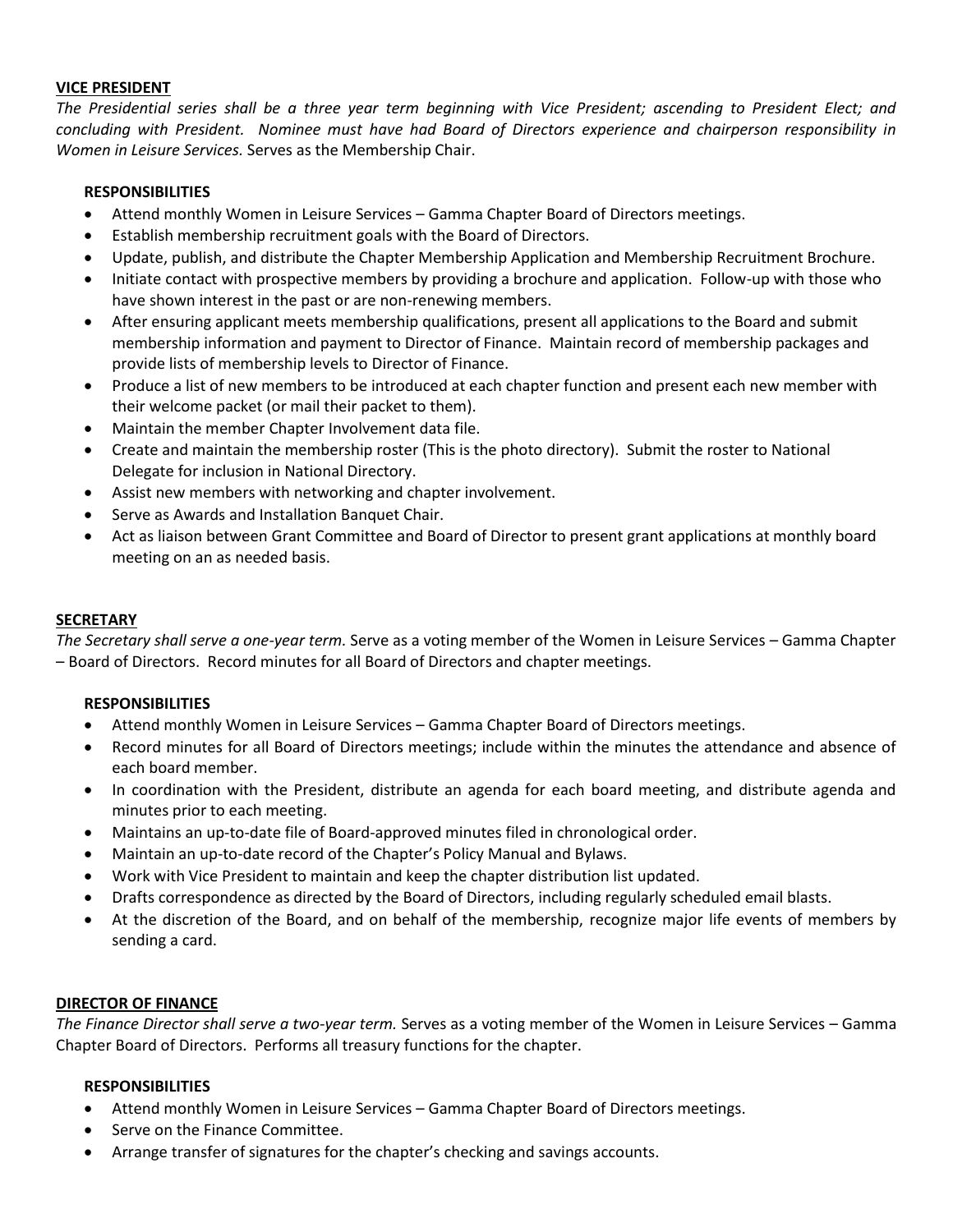## VICE PRESIDENT

*The Presidential series shall be a three year term beginning with Vice President; ascending to President Elect; and concluding with President. Nominee must have had Board of Directors experience and chairperson responsibility in Women in Leisure Services.* Serves as the Membership Chair.

### RESPONSIBILITIES

- Attend monthly Women in Leisure Services – Gamma Chapter Board of Directors meetings.
- Establish membership recruitment goals with the Board of Directors.
- Update, publish, and distribute the Chapter Membership Application and Membership Recruitment Brochure.
- Initiate contact with prospective members by providing a brochure and application. Follow-up with those who have shown interest in the past or are non-renewing members.
- After ensuring applicant meets membership qualifications, present all applications to the Board and submit membership information and payment to Director of Finance. Maintain record of membership packages and provide lists of membership levels to Director of Finance.
- Produce a list of new members to be introduced at each chapter function and present each new member with their welcome packet (or mail their packet to them).
- Maintain the member Chapter Involvement data file.
- Create and maintain the membership roster (This is the photo directory). Submit the roster to National Delegate for inclusion in National Directory.
- Assist new members with networking and chapter involvement.
- Serve as Awards and Installation Banquet Chair.
- Act as liaison between Grant Committee and Board of Director to present grant applications at monthly board meeting on an as needed basis.

## SECRETARY

*The Secretary shall serve a one-year term.* Serve as a voting member of the Women in Leisure Services – Gamma Chapter – Board of Directors. Record minutes for all Board of Directors and chapter meetings.

### RESPONSIBILITIES

- Attend monthly Women in Leisure Services – Gamma Chapter Board of Directors meetings.
- Record minutes for all Board of Directors meetings; include within the minutes the attendance and absence of each board member.
- In coordination with the President, distribute an agenda for each board meeting, and distribute agenda and minutes prior to each meeting.
- Maintains an up-to-date file of Board-approved minutes filed in chronological order.
- Maintain an up-to-date record of the Chapter's Policy Manual and Bylaws.
- Work with Vice President to maintain and keep the chapter distribution list updated.
- Drafts correspondence as directed by the Board of Directors, including regularly scheduled email blasts.
- At the discretion of the Board, and on behalf of the membership, recognize major life events of members by sending a card.

## DIRECTOR OF FINANCE

*The Finance Director shall serve a two-year term.* Serves as a voting member of the Women in Leisure Services – Gamma Chapter Board of Directors. Performs all treasury functions for the chapter.

### RESPONSIBILITIES

- Attend monthly Women in Leisure Services – Gamma Chapter Board of Directors meetings.
- Serve on the Finance Committee.
- Arrange transfer of signatures for the chapter's checking and savings accounts.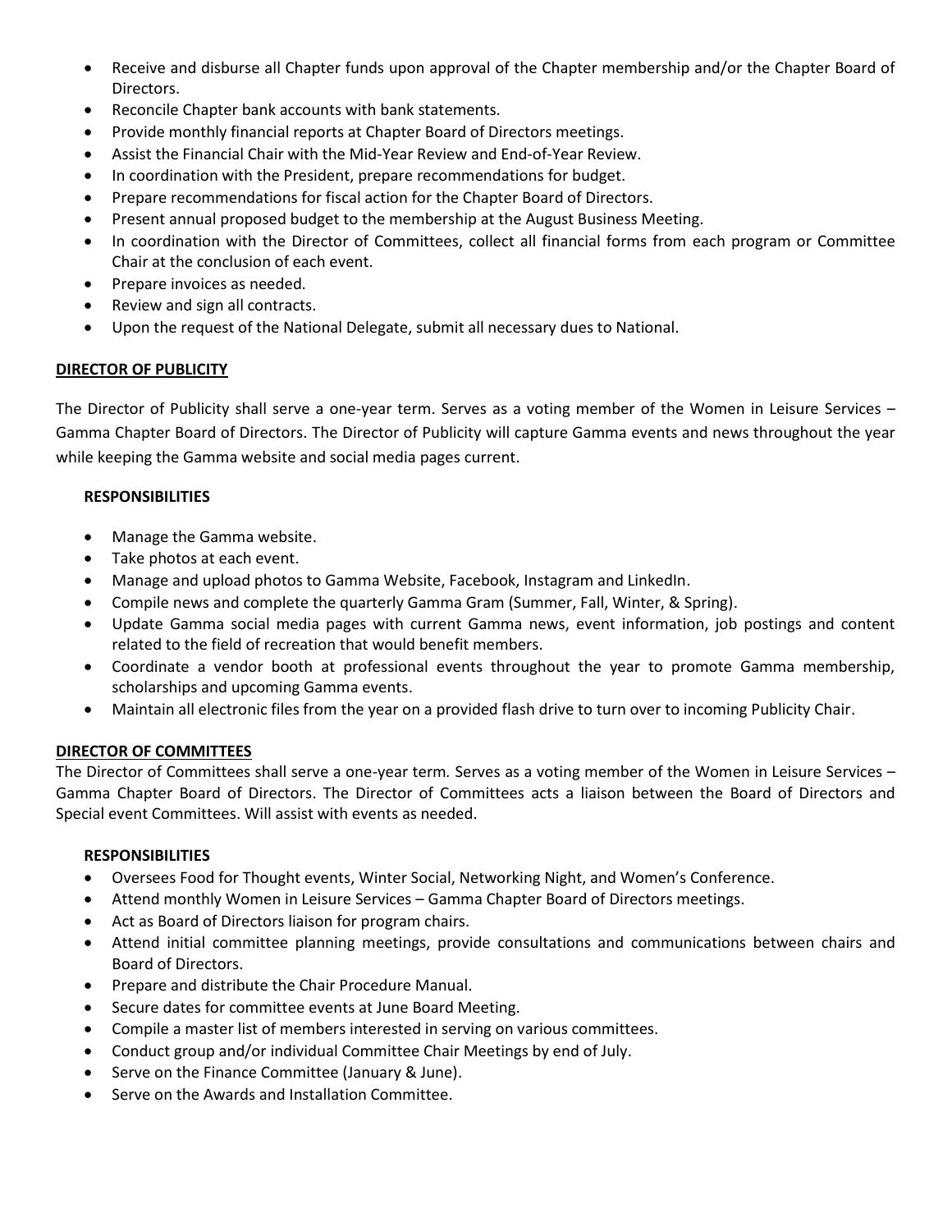- Receive and disburse all Chapter funds upon approval of the Chapter membership and/or the Chapter Board of Directors.
- Reconcile Chapter bank accounts with bank statements.
- Provide monthly financial reports at Chapter Board of Directors meetings.
- Assist the Financial Chair with the Mid-Year Review and End-of-Year Review.
- In coordination with the President, prepare recommendations for budget.
- Prepare recommendations for fiscal action for the Chapter Board of Directors.
- Present annual proposed budget to the membership at the August Business Meeting.
- In coordination with the Director of Committees, collect all financial forms from each program or Committee Chair at the conclusion of each event.
- Prepare invoices as needed.
- Review and sign all contracts.
- Upon the request of the National Delegate, submit all necessary dues to National.

## DIRECTOR OF PUBLICITY

The Director of Publicity shall serve a one-year term. Serves as a voting member of the Women in Leisure Services – Gamma Chapter Board of Directors. The Director of Publicity will capture Gamma events and news throughout the year while keeping the Gamma website and social media pages current.

### RESPONSIBILITIES

- Manage the Gamma website.
- Take photos at each event.
- Manage and upload photos to Gamma Website, Facebook, Instagram and LinkedIn.
- Compile news and complete the quarterly Gamma Gram (Summer, Fall, Winter, & Spring).
- Update Gamma social media pages with current Gamma news, event information, job postings and content related to the field of recreation that would benefit members.
- Coordinate a vendor booth at professional events throughout the year to promote Gamma membership, scholarships and upcoming Gamma events.
- Maintain all electronic files from the year on a provided flash drive to turn over to incoming Publicity Chair.

## DIRECTOR OF COMMITTEES

The Director of Committees shall serve a one-year term. Serves as a voting member of the Women in Leisure Services – Gamma Chapter Board of Directors. The Director of Committees acts a liaison between the Board of Directors and Special event Committees. Will assist with events as needed.

### RESPONSIBILITIES

- Oversees Food for Thought events, Winter Social, Networking Night, and Women's Conference.
- Attend monthly Women in Leisure Services – Gamma Chapter Board of Directors meetings.
- Act as Board of Directors liaison for program chairs.
- Attend initial committee planning meetings, provide consultations and communications between chairs and Board of Directors.
- Prepare and distribute the Chair Procedure Manual.
- Secure dates for committee events at June Board Meeting.
- Compile a master list of members interested in serving on various committees.
- Conduct group and/or individual Committee Chair Meetings by end of July.
- Serve on the Finance Committee (January & June).
- Serve on the Awards and Installation Committee.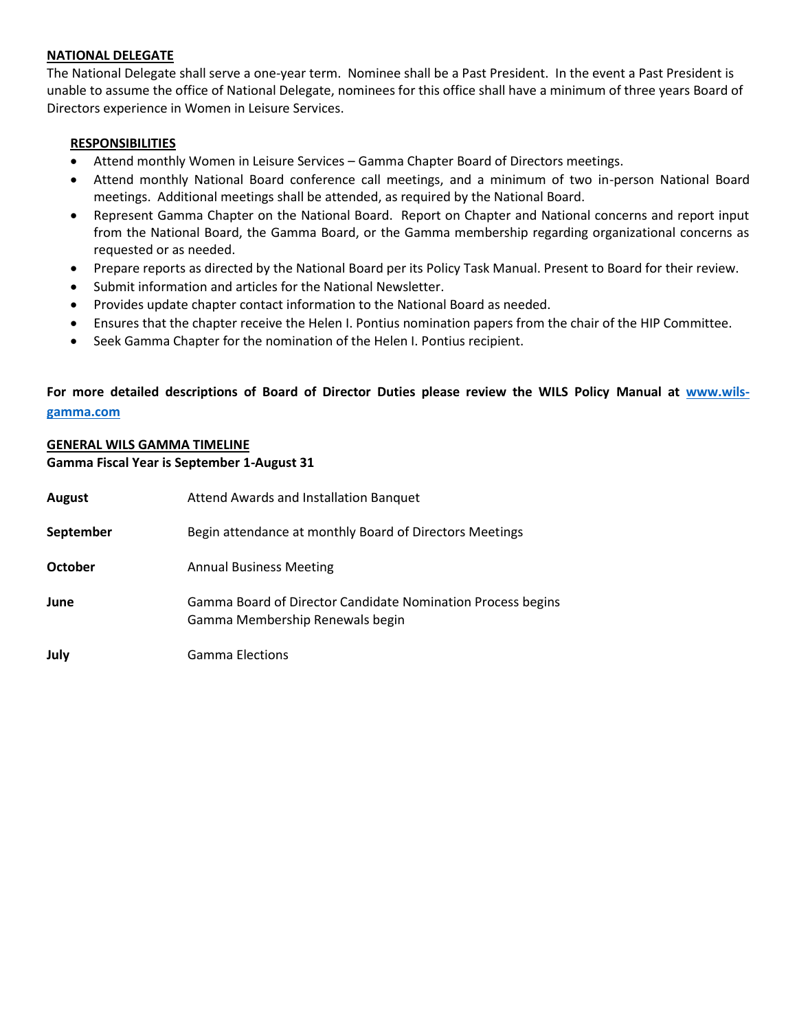## NATIONAL DELEGATE

The National Delegate shall serve a one-year term. Nominee shall be a Past President. In the event a Past President is unable to assume the office of National Delegate, nominees for this office shall have a minimum of three years Board of Directors experience in Women in Leisure Services.

### RESPONSIBILITIES

- Attend monthly Women in Leisure Services – Gamma Chapter Board of Directors meetings.
- Attend monthly National Board conference call meetings, and a minimum of two in-person National Board meetings. Additional meetings shall be attended, as required by the National Board.
- Represent Gamma Chapter on the National Board. Report on Chapter and National concerns and report input from the National Board, the Gamma Board, or the Gamma membership regarding organizational concerns as requested or as needed.
- Prepare reports as directed by the National Board per its Policy Task Manual. Present to Board for their review.
- Submit information and articles for the National Newsletter.
- Provides update chapter contact information to the National Board as needed.
- Ensures that the chapter receive the Helen I. Pontius nomination papers from the chair of the HIP Committee.
- Seek Gamma Chapter for the nomination of the Helen I. Pontius recipient.

**For more detailed descriptions of Board of Director Duties please review the WILS Policy Manual at [www.wils-gamma.com](www.wils-gamma.com)**

## GENERAL WILS GAMMA TIMELINE

**Gamma Fiscal Year is September 1-August 31**

| | |
|---|---|
| **August** | Attend Awards and Installation Banquet |
| **September** | Begin attendance at monthly Board of Directors Meetings |
| **October** | Annual Business Meeting |
| **June** | Gamma Board of Director Candidate Nomination Process begins<br>Gamma Membership Renewals begin |
| **July** | Gamma Elections |